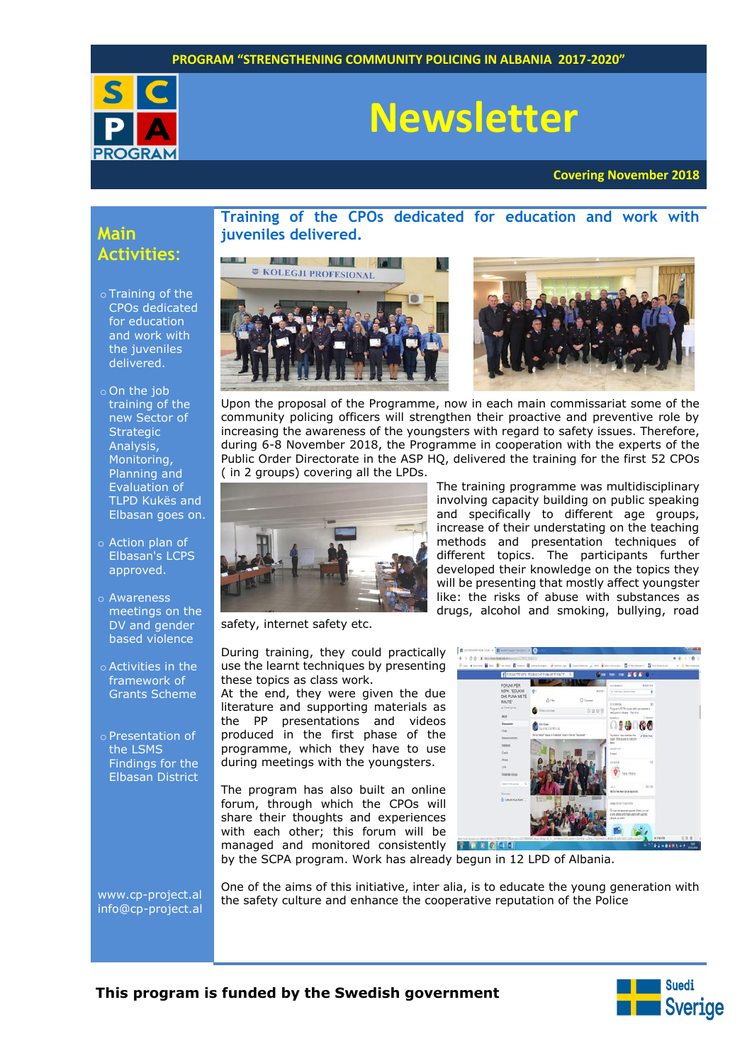PROGRAM "STRENGTHENING COMMUNITY POLICING IN ALBANIA 2017-2020"

# Newsletter

**Covering November 2018**

## Main Activities:

- Training of the CPOs dedicated for education and work with the juveniles delivered.
- On the job training of the new Sector of Strategic Analysis, Monitoring, Planning and Evaluation of TLPD Kukës and Elbasan goes on.
- Action plan of Elbasan's LCPS approved.
- Awareness meetings on the DV and gender based violence
- Activities in the framework of Grants Scheme
- Presentation of the LSMS Findings for the Elbasan District

www.cp-project.al
info@cp-project.al

## Training of the CPOs dedicated for education and work with juveniles delivered.

Upon the proposal of the Programme, now in each main commissariat some of the community policing officers will strengthen their proactive and preventive role by increasing the awareness of the youngsters with regard to safety issues. Therefore, during 6-8 November 2018, the Programme in cooperation with the experts of the Public Order Directorate in the ASP HQ, delivered the training for the first 52 CPOs ( in 2 groups) covering all the LPDs.

The training programme was multidisciplinary involving capacity building on public speaking and specifically to different age groups, increase of their understating on the teaching methods and presentation techniques of different topics. The participants further developed their knowledge on the topics they will be presenting that mostly affect youngster like: the risks of abuse with substances as drugs, alcohol and smoking, bullying, road safety, internet safety etc.

During training, they could practically use the learnt techniques by presenting these topics as class work.

At the end, they were given the due literature and supporting materials as the PP presentations and videos produced in the first phase of the programme, which they have to use during meetings with the youngsters.

The program has also built an online forum, through which the CPOs will share their thoughts and experiences with each other; this forum will be managed and monitored consistently by the SCPA program. Work has already begun in 12 LPD of Albania.

One of the aims of this initiative, inter alia, is to educate the young generation with the safety culture and enhance the cooperative reputation of the Police

**This program is funded by the Swedish government**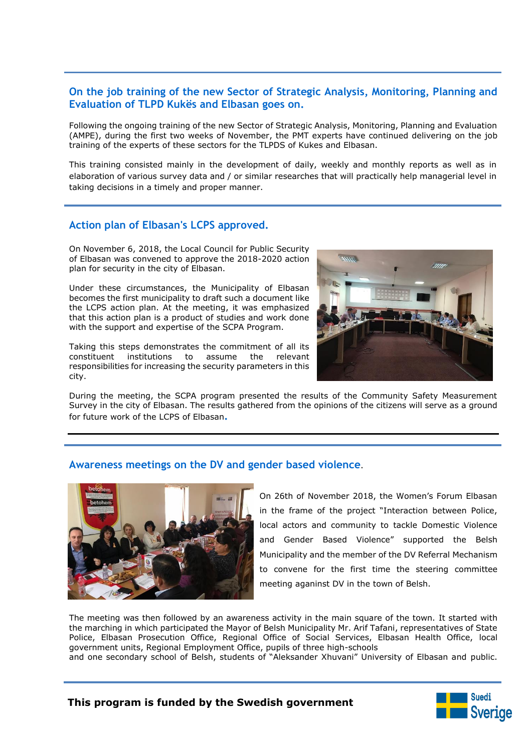## On the job training of the new Sector of Strategic Analysis, Monitoring, Planning and Evaluation of TLPD Kukës and Elbasan goes on.

Following the ongoing training of the new Sector of Strategic Analysis, Monitoring, Planning and Evaluation (AMPE), during the first two weeks of November, the PMT experts have continued delivering on the job training of the experts of these sectors for the TLPDS of Kukes and Elbasan.

This training consisted mainly in the development of daily, weekly and monthly reports as well as in elaboration of various survey data and / or similar researches that will practically help managerial level in taking decisions in a timely and proper manner.

## Action plan of Elbasan's LCPS approved.

On November 6, 2018, the Local Council for Public Security of Elbasan was convened to approve the 2018-2020 action plan for security in the city of Elbasan.

Under these circumstances, the Municipality of Elbasan becomes the first municipality to draft such a document like the LCPS action plan. At the meeting, it was emphasized that this action plan is a product of studies and work done with the support and expertise of the SCPA Program.

Taking this steps demonstrates the commitment of all its constituent institutions to assume the relevant responsibilities for increasing the security parameters in this city.

During the meeting, the SCPA program presented the results of the Community Safety Measurement Survey in the city of Elbasan. The results gathered from the opinions of the citizens will serve as a ground for future work of the LCPS of Elbasan.

## Awareness meetings on the DV and gender based violence.

On 26th of November 2018, the Women's Forum Elbasan in the frame of the project "Interaction between Police, local actors and community to tackle Domestic Violence and Gender Based Violence" supported the Belsh Municipality and the member of the DV Referral Mechanism to convene for the first time the steering committee meeting aganinst DV in the town of Belsh.

The meeting was then followed by an awareness activity in the main square of the town. It started with the marching in which participated the Mayor of Belsh Municipality Mr. Arif Tafani, representatives of State Police, Elbasan Prosecution Office, Regional Office of Social Services, Elbasan Health Office, local government units, Regional Employment Office, pupils of three high-schools and one secondary school of Belsh, students of "Aleksander Xhuvani" University of Elbasan and public.

**This program is funded by the Swedish government**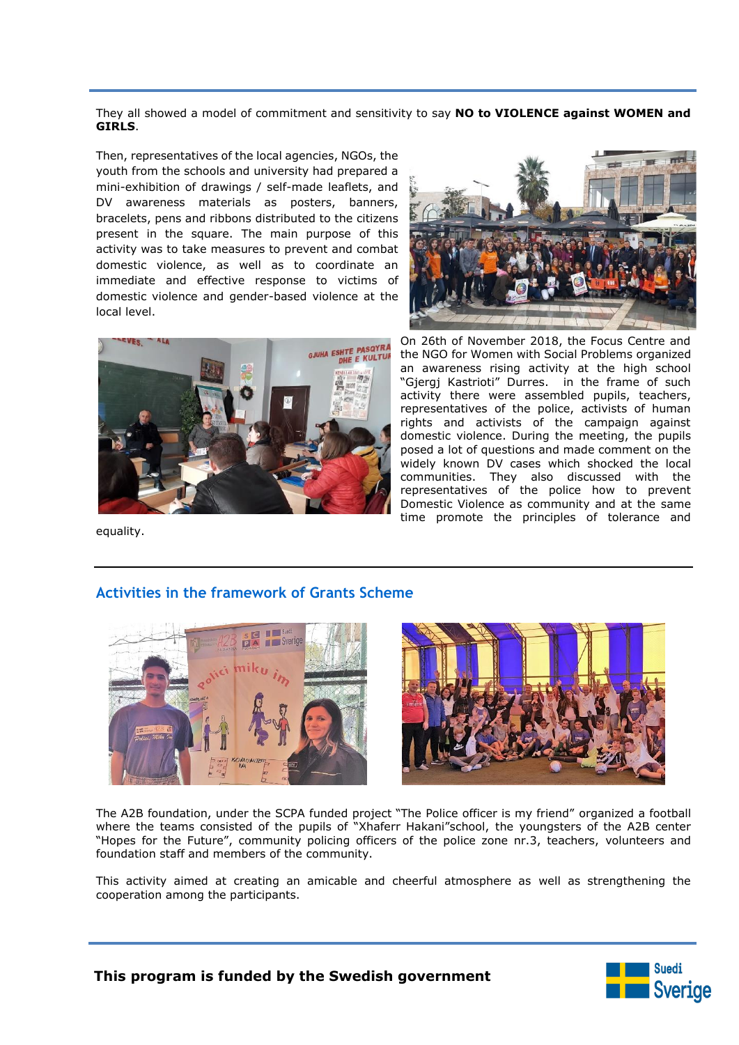They all showed a model of commitment and sensitivity to say **NO to VIOLENCE against WOMEN and GIRLS**.

Then, representatives of the local agencies, NGOs, the youth from the schools and university had prepared a mini-exhibition of drawings / self-made leaflets, and DV awareness materials as posters, banners, bracelets, pens and ribbons distributed to the citizens present in the square. The main purpose of this activity was to take measures to prevent and combat domestic violence, as well as to coordinate an immediate and effective response to victims of domestic violence and gender-based violence at the local level.

On 26th of November 2018, the Focus Centre and the NGO for Women with Social Problems organized an awareness rising activity at the high school "Gjergj Kastrioti" Durres. in the frame of such activity there were assembled pupils, teachers, representatives of the police, activists of human rights and activists of the campaign against domestic violence. During the meeting, the pupils posed a lot of questions and made comment on the widely known DV cases which shocked the local communities. They also discussed with the representatives of the police how to prevent Domestic Violence as community and at the same time promote the principles of tolerance and equality.

## Activities in the framework of Grants Scheme

The A2B foundation, under the SCPA funded project "The Police officer is my friend" organized a football where the teams consisted of the pupils of "Xhaferr Hakani"school, the youngsters of the A2B center "Hopes for the Future", community policing officers of the police zone nr.3, teachers, volunteers and foundation staff and members of the community.

This activity aimed at creating an amicable and cheerful atmosphere as well as strengthening the cooperation among the participants.

**This program is funded by the Swedish government**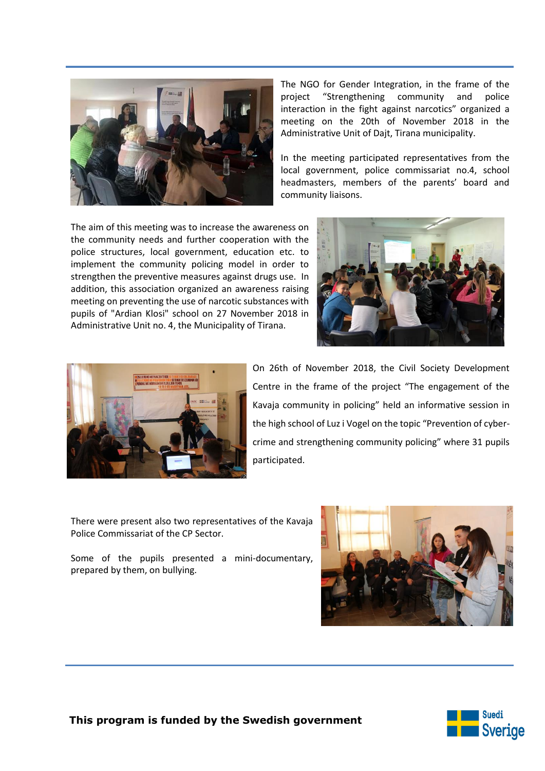The NGO for Gender Integration, in the frame of the project "Strengthening community and police interaction in the fight against narcotics" organized a meeting on the 20th of November 2018 in the Administrative Unit of Dajt, Tirana municipality.

In the meeting participated representatives from the local government, police commissariat no.4, school headmasters, members of the parents' board and community liaisons.

The aim of this meeting was to increase the awareness on the community needs and further cooperation with the police structures, local government, education etc. to implement the community policing model in order to strengthen the preventive measures against drugs use. In addition, this association organized an awareness raising meeting on preventing the use of narcotic substances with pupils of "Ardian Klosi" school on 27 November 2018 in Administrative Unit no. 4, the Municipality of Tirana.

On 26th of November 2018, the Civil Society Development Centre in the frame of the project "The engagement of the Kavaja community in policing" held an informative session in the high school of Luz i Vogel on the topic "Prevention of cyber-crime and strengthening community policing" where 31 pupils participated.

There were present also two representatives of the Kavaja Police Commissariat of the CP Sector.

Some of the pupils presented a mini-documentary, prepared by them, on bullying.

**This program is funded by the Swedish government**

Suedi Sverige